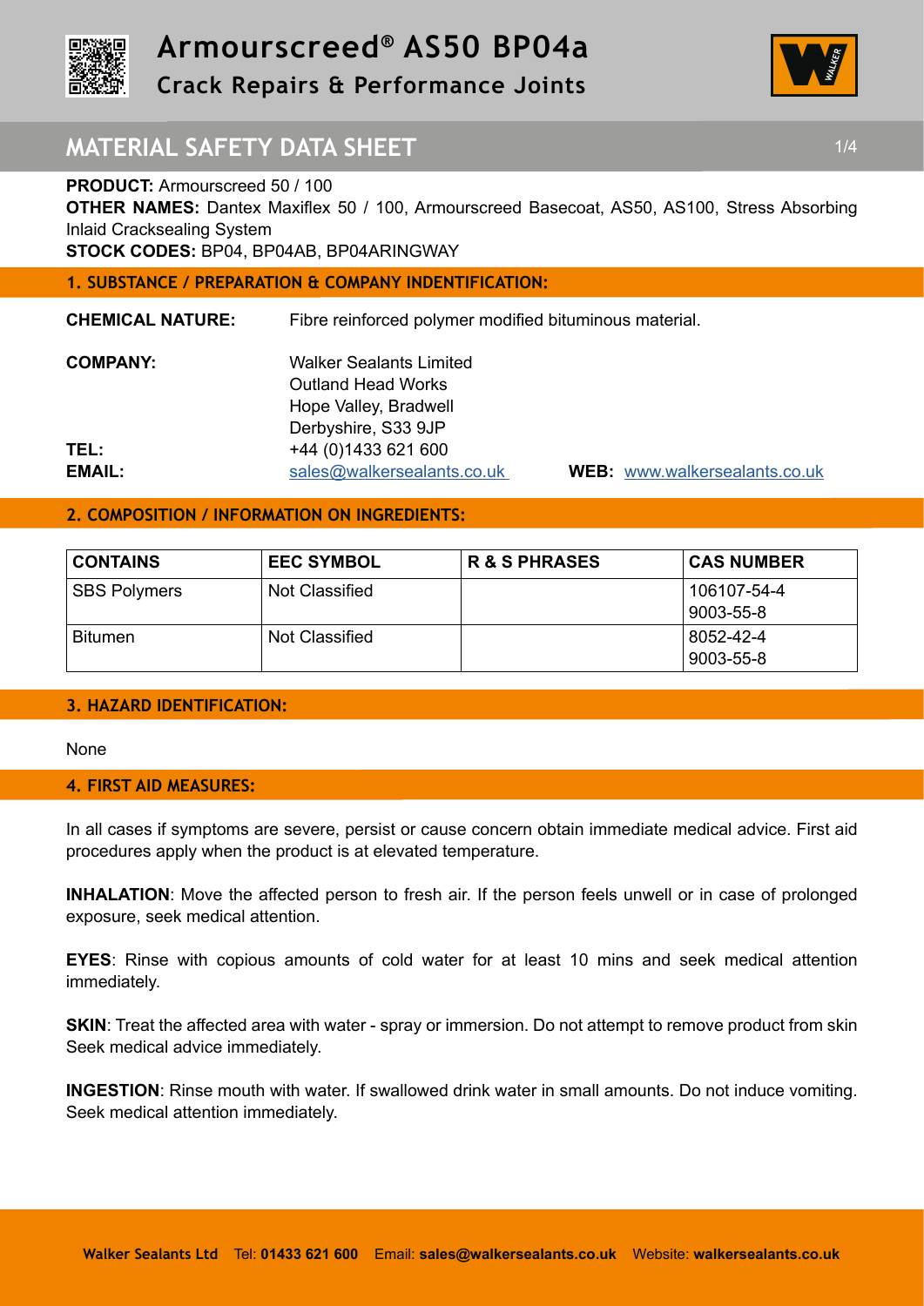# Armourscreed® AS50 BP04a

## Crack Repairs & Performance Joints

## MATERIAL SAFETY DATA SHEET

**PRODUCT:** Armourscreed 50 / 100

**OTHER NAMES:** Dantex Maxiflex 50 / 100, Armourscreed Basecoat, AS50, AS100, Stress Absorbing Inlaid Cracksealing System

**STOCK CODES:** BP04, BP04AB, BP04ARINGWAY

### 1. SUBSTANCE / PREPARATION & COMPANY INDENTIFICATION:

**CHEMICAL NATURE:** Fibre reinforced polymer modified bituminous material.

**COMPANY:** Walker Sealants Limited
Outland Head Works
Hope Valley, Bradwell
Derbyshire, S33 9JP

**TEL:** +44 (0)1433 621 600

**EMAIL:** sales@walkersealants.co.uk **WEB:** www.walkersealants.co.uk

### 2. COMPOSITION / INFORMATION ON INGREDIENTS:

| CONTAINS | EEC SYMBOL | R & S PHRASES | CAS NUMBER |
|---|---|---|---|
| SBS Polymers | Not Classified | | 106107-54-4<br>9003-55-8 |
| Bitumen | Not Classified | | 8052-42-4<br>9003-55-8 |

### 3. HAZARD IDENTIFICATION:

None

### 4. FIRST AID MEASURES:

In all cases if symptoms are severe, persist or cause concern obtain immediate medical advice. First aid procedures apply when the product is at elevated temperature.

**INHALATION**: Move the affected person to fresh air. If the person feels unwell or in case of prolonged exposure, seek medical attention.

**EYES**: Rinse with copious amounts of cold water for at least 10 mins and seek medical attention immediately.

**SKIN**: Treat the affected area with water - spray or immersion. Do not attempt to remove product from skin Seek medical advice immediately.

**INGESTION**: Rinse mouth with water. If swallowed drink water in small amounts. Do not induce vomiting. Seek medical attention immediately.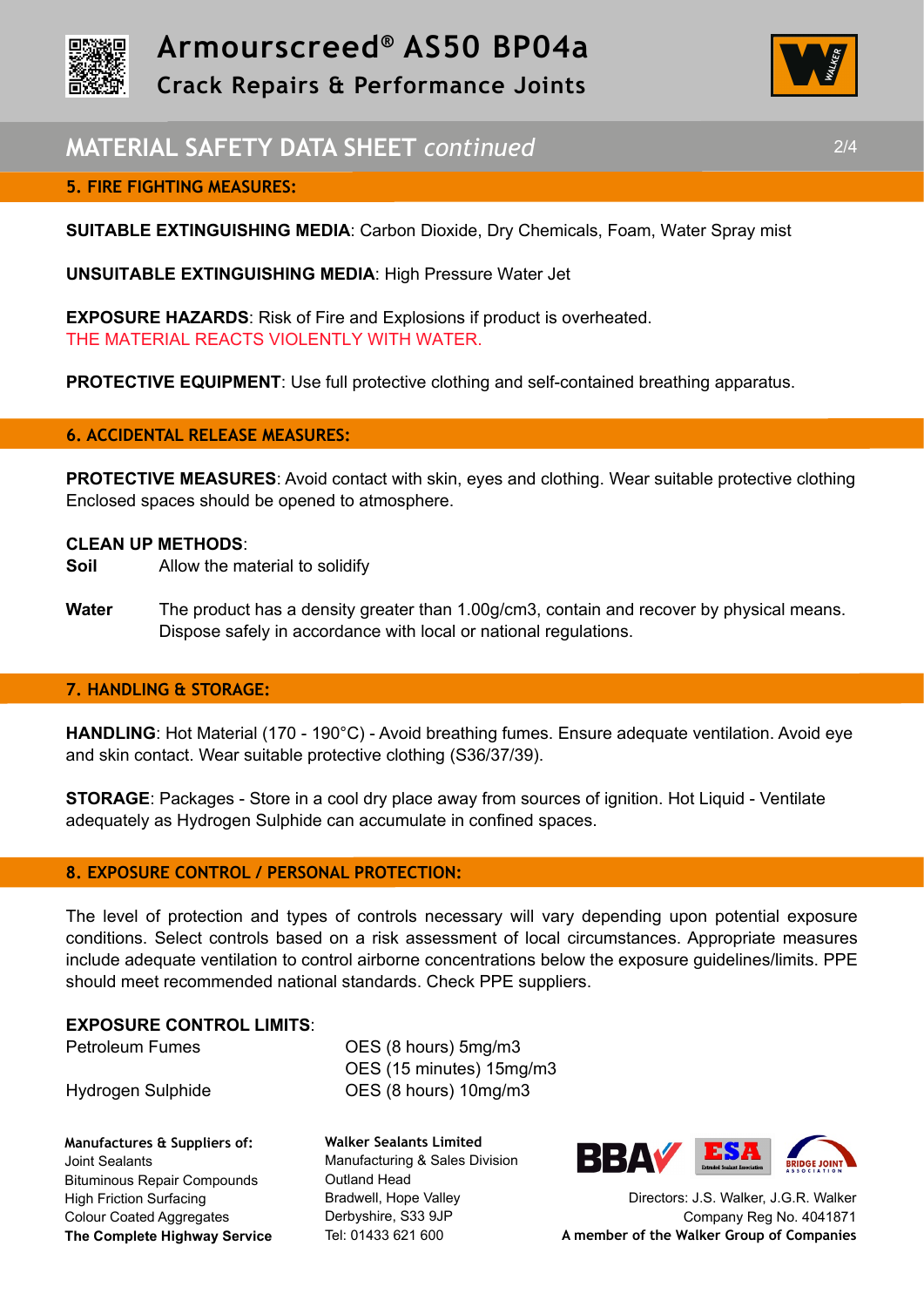# Armourscreed® AS50 BP04a

## Crack Repairs & Performance Joints

## MATERIAL SAFETY DATA SHEET *continued*

### 5. FIRE FIGHTING MEASURES:

**SUITABLE EXTINGUISHING MEDIA**: Carbon Dioxide, Dry Chemicals, Foam, Water Spray mist

**UNSUITABLE EXTINGUISHING MEDIA**: High Pressure Water Jet

**EXPOSURE HAZARDS**: Risk of Fire and Explosions if product is overheated.
THE MATERIAL REACTS VIOLENTLY WITH WATER.

**PROTECTIVE EQUIPMENT**: Use full protective clothing and self-contained breathing apparatus.

### 6. ACCIDENTAL RELEASE MEASURES:

**PROTECTIVE MEASURES**: Avoid contact with skin, eyes and clothing. Wear suitable protective clothing Enclosed spaces should be opened to atmosphere.

**CLEAN UP METHODS**:

**Soil** Allow the material to solidify

**Water** The product has a density greater than 1.00g/cm3, contain and recover by physical means. Dispose safely in accordance with local or national regulations.

### 7. HANDLING & STORAGE:

**HANDLING**: Hot Material (170 - 190°C) - Avoid breathing fumes. Ensure adequate ventilation. Avoid eye and skin contact. Wear suitable protective clothing (S36/37/39).

**STORAGE**: Packages - Store in a cool dry place away from sources of ignition. Hot Liquid - Ventilate adequately as Hydrogen Sulphide can accumulate in confined spaces.

### 8. EXPOSURE CONTROL / PERSONAL PROTECTION:

The level of protection and types of controls necessary will vary depending upon potential exposure conditions. Select controls based on a risk assessment of local circumstances. Appropriate measures include adequate ventilation to control airborne concentrations below the exposure guidelines/limits. PPE should meet recommended national standards. Check PPE suppliers.

**EXPOSURE CONTROL LIMITS**:

| | |
|---|---|
| Petroleum Fumes | OES (8 hours) 5mg/m3 |
| | OES (15 minutes) 15mg/m3 |
| Hydrogen Sulphide | OES (8 hours) 10mg/m3 |

**Manufactures & Suppliers of:**
Joint Sealants
Bituminous Repair Compounds
High Friction Surfacing
Colour Coated Aggregates
**The Complete Highway Service**

**Walker Sealants Limited**
Manufacturing & Sales Division
Outland Head
Bradwell, Hope Valley
Derbyshire, S33 9JP
Tel: 01433 621 600

Directors: J.S. Walker, J.G.R. Walker
Company Reg No. 4041871
**A member of the Walker Group of Companies**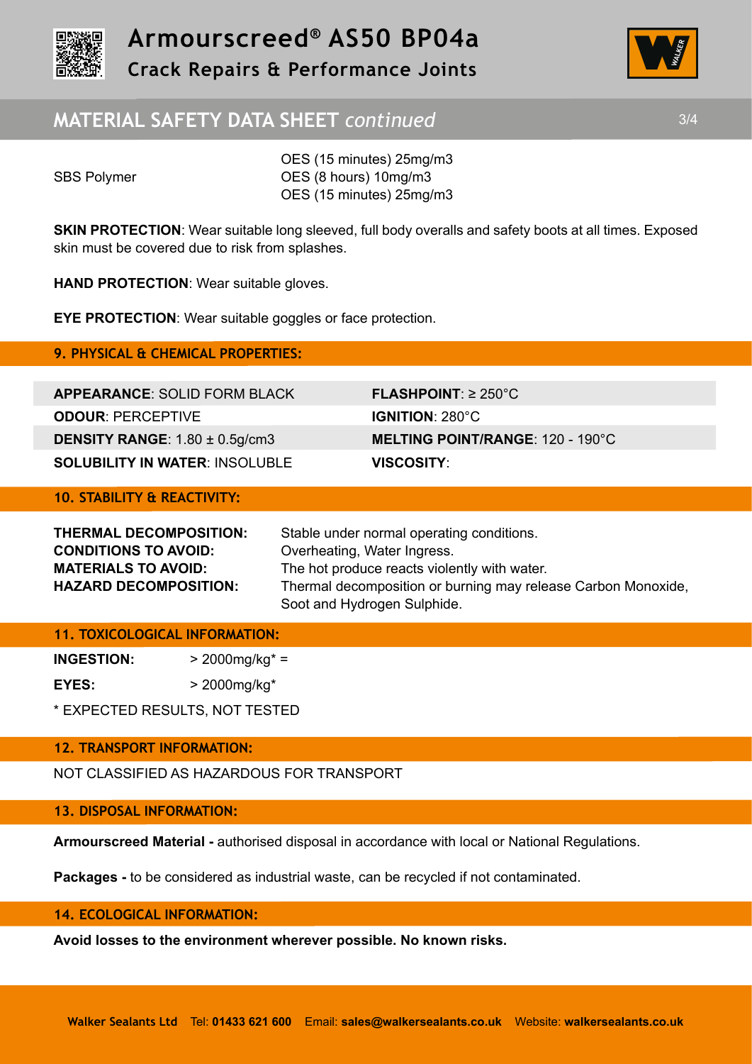| | |
|---|---|
| | OES (15 minutes) 25mg/m3 |
| SBS Polymer | OES (8 hours) 10mg/m3 |
| | OES (15 minutes) 25mg/m3 |

**SKIN PROTECTION**: Wear suitable long sleeved, full body overalls and safety boots at all times. Exposed skin must be covered due to risk from splashes.

**HAND PROTECTION**: Wear suitable gloves.

**EYE PROTECTION**: Wear suitable goggles or face protection.

## 9. PHYSICAL & CHEMICAL PROPERTIES:

| | |
|---|---|
| **APPEARANCE**: SOLID FORM BLACK | **FLASHPOINT**: ≥ 250°C |
| **ODOUR**: PERCEPTIVE | **IGNITION**: 280°C |
| **DENSITY RANGE**: 1.80 ± 0.5g/cm3 | **MELTING POINT/RANGE**: 120 - 190°C |
| **SOLUBILITY IN WATER**: INSOLUBLE | **VISCOSITY**: |

## 10. STABILITY & REACTIVITY:

| | |
|---|---|
| **THERMAL DECOMPOSITION:** | Stable under normal operating conditions. |
| **CONDITIONS TO AVOID:** | Overheating, Water Ingress. |
| **MATERIALS TO AVOID:** | The hot produce reacts violently with water. |
| **HAZARD DECOMPOSITION:** | Thermal decomposition or burning may release Carbon Monoxide, Soot and Hydrogen Sulphide. |

## 11. TOXICOLOGICAL INFORMATION:

**INGESTION:** > 2000mg/kg* =

**EYES:** > 2000mg/kg*

* EXPECTED RESULTS, NOT TESTED

## 12. TRANSPORT INFORMATION:

NOT CLASSIFIED AS HAZARDOUS FOR TRANSPORT

## 13. DISPOSAL INFORMATION:

**Armourscreed Material -** authorised disposal in accordance with local or National Regulations.

**Packages -** to be considered as industrial waste, can be recycled if not contaminated.

## 14. ECOLOGICAL INFORMATION:

**Avoid losses to the environment wherever possible. No known risks.**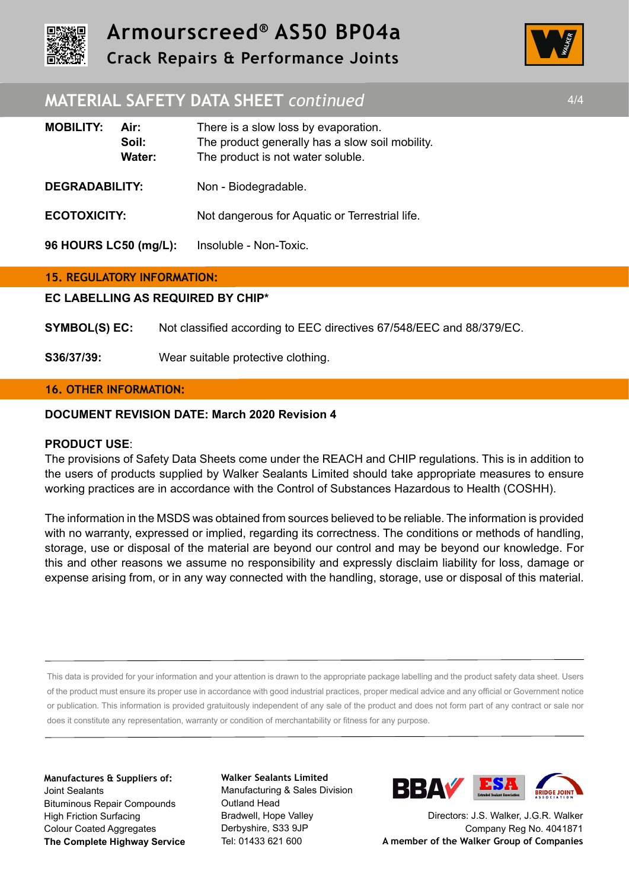**MOBILITY:**

| | | |
|---|---|---|
| **MOBILITY:** | **Air:** | There is a slow loss by evaporation. |
| | **Soil:** | The product generally has a slow soil mobility. |
| | **Water:** | The product is not water soluble. |

**DEGRADABILITY:** Non - Biodegradable.

**ECOTOXICITY:** Not dangerous for Aquatic or Terrestrial life.

**96 HOURS LC50 (mg/L):** Insoluble - Non-Toxic.

## 15. REGULATORY INFORMATION:

**EC LABELLING AS REQUIRED BY CHIP***

**SYMBOL(S) EC:** Not classified according to EEC directives 67/548/EEC and 88/379/EC.

**S36/37/39:** Wear suitable protective clothing.

## 16. OTHER INFORMATION:

**DOCUMENT REVISION DATE: March 2020 Revision 4**

**PRODUCT USE**:
The provisions of Safety Data Sheets come under the REACH and CHIP regulations. This is in addition to the users of products supplied by Walker Sealants Limited should take appropriate measures to ensure working practices are in accordance with the Control of Substances Hazardous to Health (COSHH).

The information in the MSDS was obtained from sources believed to be reliable. The information is provided with no warranty, expressed or implied, regarding its correctness. The conditions or methods of handling, storage, use or disposal of the material are beyond our control and may be beyond our knowledge. For this and other reasons we assume no responsibility and expressly disclaim liability for loss, damage or expense arising from, or in any way connected with the handling, storage, use or disposal of this material.

---

This data is provided for your information and your attention is drawn to the appropriate package labelling and the product safety data sheet. Users of the product must ensure its proper use in accordance with good industrial practices, proper medical advice and any official or Government notice or publication. This information is provided gratuitously independent of any sale of the product and does not form part of any contract or sale nor does it constitute any representation, warranty or condition of merchantability or fitness for any purpose.

---

**Manufactures & Suppliers of:**
Joint Sealants
Bituminous Repair Compounds
High Friction Surfacing
Colour Coated Aggregates
**The Complete Highway Service**

**Walker Sealants Limited**
Manufacturing & Sales Division
Outland Head
Bradwell, Hope Valley
Derbyshire, S33 9JP
Tel: 01433 621 600

Directors: J.S. Walker, J.G.R. Walker
Company Reg No. 4041871
**A member of the Walker Group of Companies**